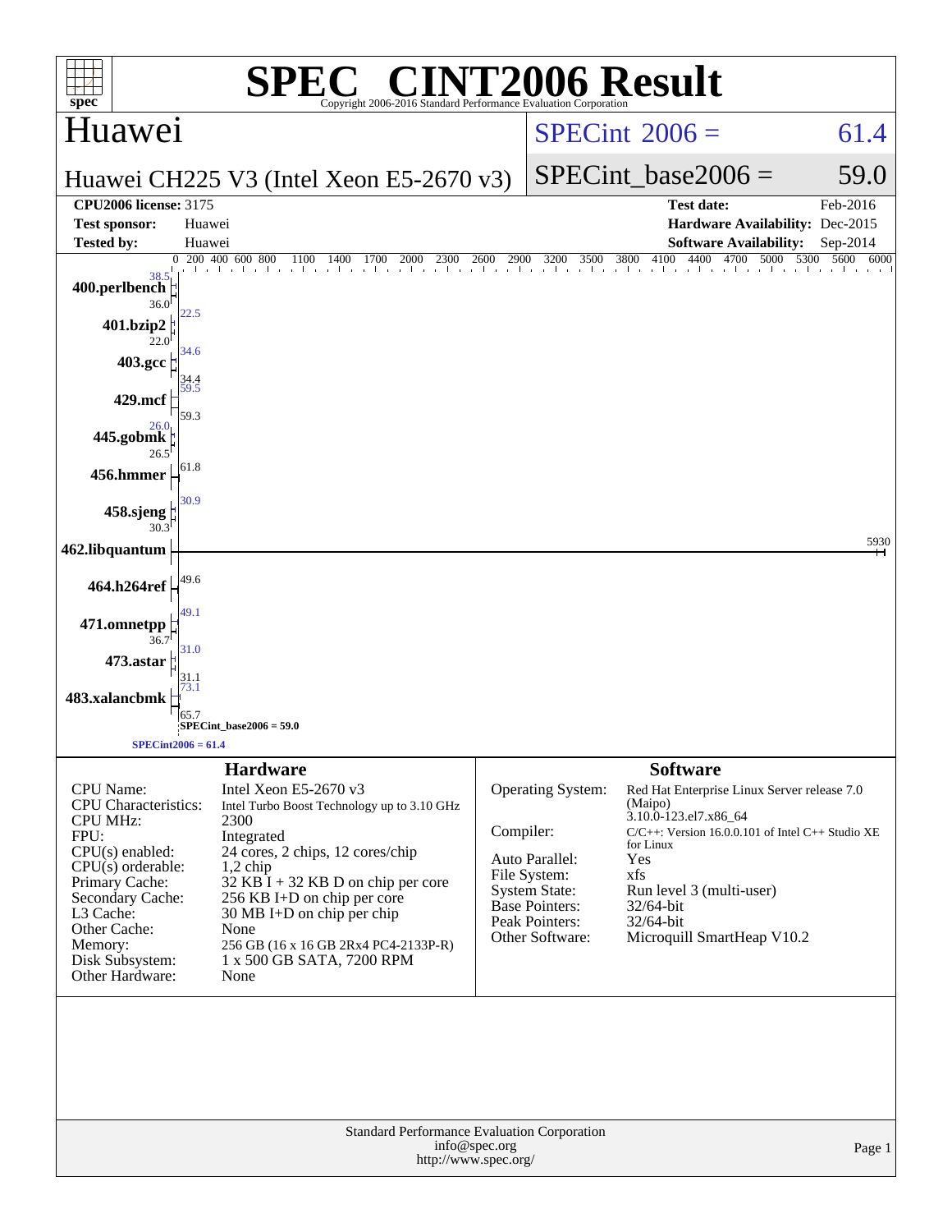# SPEC® CINT2006 Result

Copyright 2006-2016 Standard Performance Evaluation Corporation

## Huawei

Huawei CH225 V3 (Intel Xeon E5-2670 v3)

SPECint_2006 = 61.4

SPECint_base2006 = 59.0

| | | | |
|---|---|---|---|
| **CPU2006 license:** 3175 | | **Test date:** | Feb-2016 |
| **Test sponsor:** | Huawei | **Hardware Availability:** | Dec-2015 |
| **Tested by:** | Huawei | **Software Availability:** | Sep-2014 |

| Benchmark | Peak | Base |
|---|---|---|
| 400.perlbench | 38.5 | 36.0 |
| 401.bzip2 | 22.5 | 22.0 |
| 403.gcc | 34.6 | 34.4 |
| 429.mcf | 59.5 | 59.3 |
| 445.gobmk | 26.0 | 26.5 |
| 456.hmmer | 61.8 | 61.8 |
| 458.sjeng | 30.9 | 30.3 |
| 462.libquantum | 5930 | 5930 |
| 464.h264ref | 49.6 | 49.6 |
| 471.omnetpp | 49.1 | 36.7 |
| 473.astar | 31.0 | 31.1 |
| 483.xalancbmk | 73.1 | 65.7 |

SPECint_base2006 = 59.0

SPECint2006 = 61.4

## Hardware

| | |
|---|---|
| CPU Name: | Intel Xeon E5-2670 v3 |
| CPU Characteristics: | Intel Turbo Boost Technology up to 3.10 GHz |
| CPU MHz: | 2300 |
| FPU: | Integrated |
| CPU(s) enabled: | 24 cores, 2 chips, 12 cores/chip |
| CPU(s) orderable: | 1,2 chip |
| Primary Cache: | 32 KB I + 32 KB D on chip per core |
| Secondary Cache: | 256 KB I+D on chip per core |
| L3 Cache: | 30 MB I+D on chip per chip |
| Other Cache: | None |
| Memory: | 256 GB (16 x 16 GB 2Rx4 PC4-2133P-R) |
| Disk Subsystem: | 1 x 500 GB SATA, 7200 RPM |
| Other Hardware: | None |

## Software

| | |
|---|---|
| Operating System: | Red Hat Enterprise Linux Server release 7.0 (Maipo) 3.10.0-123.el7.x86_64 |
| Compiler: | C/C++: Version 16.0.0.101 of Intel C++ Studio XE for Linux |
| Auto Parallel: | Yes |
| File System: | xfs |
| System State: | Run level 3 (multi-user) |
| Base Pointers: | 32/64-bit |
| Peak Pointers: | 32/64-bit |
| Other Software: | Microquill SmartHeap V10.2 |

Standard Performance Evaluation Corporation
info@spec.org
http://www.spec.org/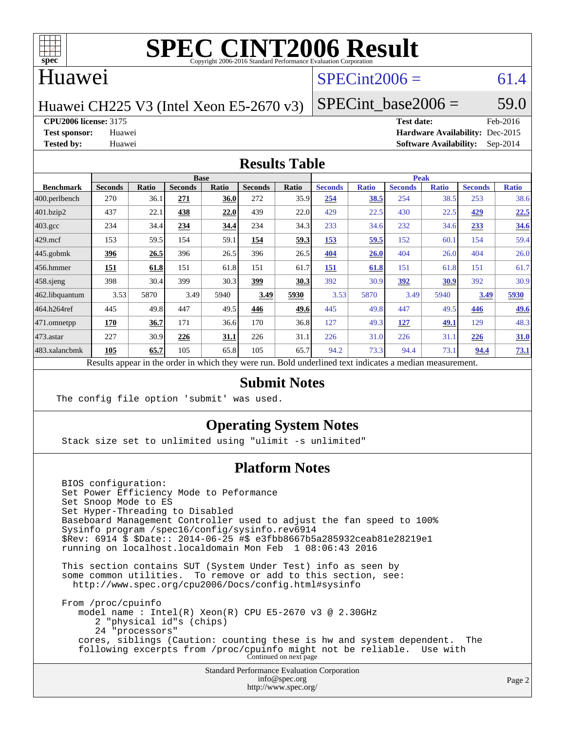# SPEC CINT2006 Result

Copyright 2006-2016 Standard Performance Evaluation Corporation

## Huawei

Huawei CH225 V3 (Intel Xeon E5-2670 v3)

SPECint2006 = 61.4

SPECint_base2006 = 59.0

**CPU2006 license:** 3175
**Test sponsor:** Huawei
**Tested by:** Huawei

**Test date:** Feb-2016
**Hardware Availability:** Dec-2015
**Software Availability:** Sep-2014

## Results Table

| Benchmark | Base | | | | | | Peak | | | | | |
|---|---|---|---|---|---|---|---|---|---|---|---|---|
| | Seconds | Ratio | Seconds | Ratio | Seconds | Ratio | Seconds | Ratio | Seconds | Ratio | Seconds | Ratio |
| 400.perlbench | 270 | 36.1 | **271** | **36.0** | 272 | 35.9 | **254** | **38.5** | 254 | 38.5 | 253 | 38.6 |
| 401.bzip2 | 437 | 22.1 | **438** | **22.0** | 439 | 22.0 | 429 | 22.5 | 430 | 22.5 | **429** | **22.5** |
| 403.gcc | 234 | 34.4 | **234** | **34.4** | 234 | 34.3 | 233 | 34.6 | 232 | 34.6 | **233** | **34.6** |
| 429.mcf | 153 | 59.5 | 154 | 59.1 | **154** | **59.3** | **153** | **59.5** | 152 | 60.1 | 154 | 59.4 |
| 445.gobmk | **396** | **26.5** | 396 | 26.5 | 396 | 26.5 | **404** | **26.0** | 404 | 26.0 | 404 | 26.0 |
| 456.hmmer | **151** | **61.8** | 151 | 61.8 | 151 | 61.7 | **151** | **61.8** | 151 | 61.8 | 151 | 61.7 |
| 458.sjeng | 398 | 30.4 | 399 | 30.3 | **399** | **30.3** | 392 | 30.9 | **392** | **30.9** | 392 | 30.9 |
| 462.libquantum | 3.53 | 5870 | 3.49 | 5940 | **3.49** | **5930** | 3.53 | 5870 | 3.49 | 5940 | **3.49** | **5930** |
| 464.h264ref | 445 | 49.8 | 447 | 49.5 | **446** | **49.6** | 445 | 49.8 | 447 | 49.5 | **446** | **49.6** |
| 471.omnetpp | **170** | **36.7** | 171 | 36.6 | 170 | 36.8 | 127 | 49.3 | **127** | **49.1** | 129 | 48.3 |
| 473.astar | 227 | 30.9 | **226** | **31.1** | 226 | 31.1 | 226 | 31.0 | 226 | 31.1 | **226** | **31.0** |
| 483.xalancbmk | **105** | **65.7** | 105 | 65.8 | 105 | 65.7 | 94.2 | 73.3 | 94.4 | 73.1 | **94.4** | **73.1** |

Results appear in the order in which they were run. Bold underlined text indicates a median measurement.

## Submit Notes

```
The config file option 'submit' was used.
```

## Operating System Notes

```
Stack size set to unlimited using "ulimit -s unlimited"
```

## Platform Notes

```
BIOS configuration:
Set Power Efficiency Mode to Peformance
Set Snoop Mode to ES
Set Hyper-Threading to Disabled
Baseboard Management Controller used to adjust the fan speed to 100%
Sysinfo program /spec16/config/sysinfo.rev6914
$Rev: 6914 $ $Date:: 2014-06-25 #$ e3fbb8667b5a285932ceab81e28219e1
running on localhost.localdomain Mon Feb  1 08:06:43 2016

This section contains SUT (System Under Test) info as seen by
some common utilities.  To remove or add to this section, see:
  http://www.spec.org/cpu2006/Docs/config.html#sysinfo

From /proc/cpuinfo
   model name : Intel(R) Xeon(R) CPU E5-2670 v3 @ 2.30GHz
      2 "physical id"s (chips)
      24 "processors"
   cores, siblings (Caution: counting these is hw and system dependent.  The
   following excerpts from /proc/cpuinfo might not be reliable.  Use with
```

Continued on next page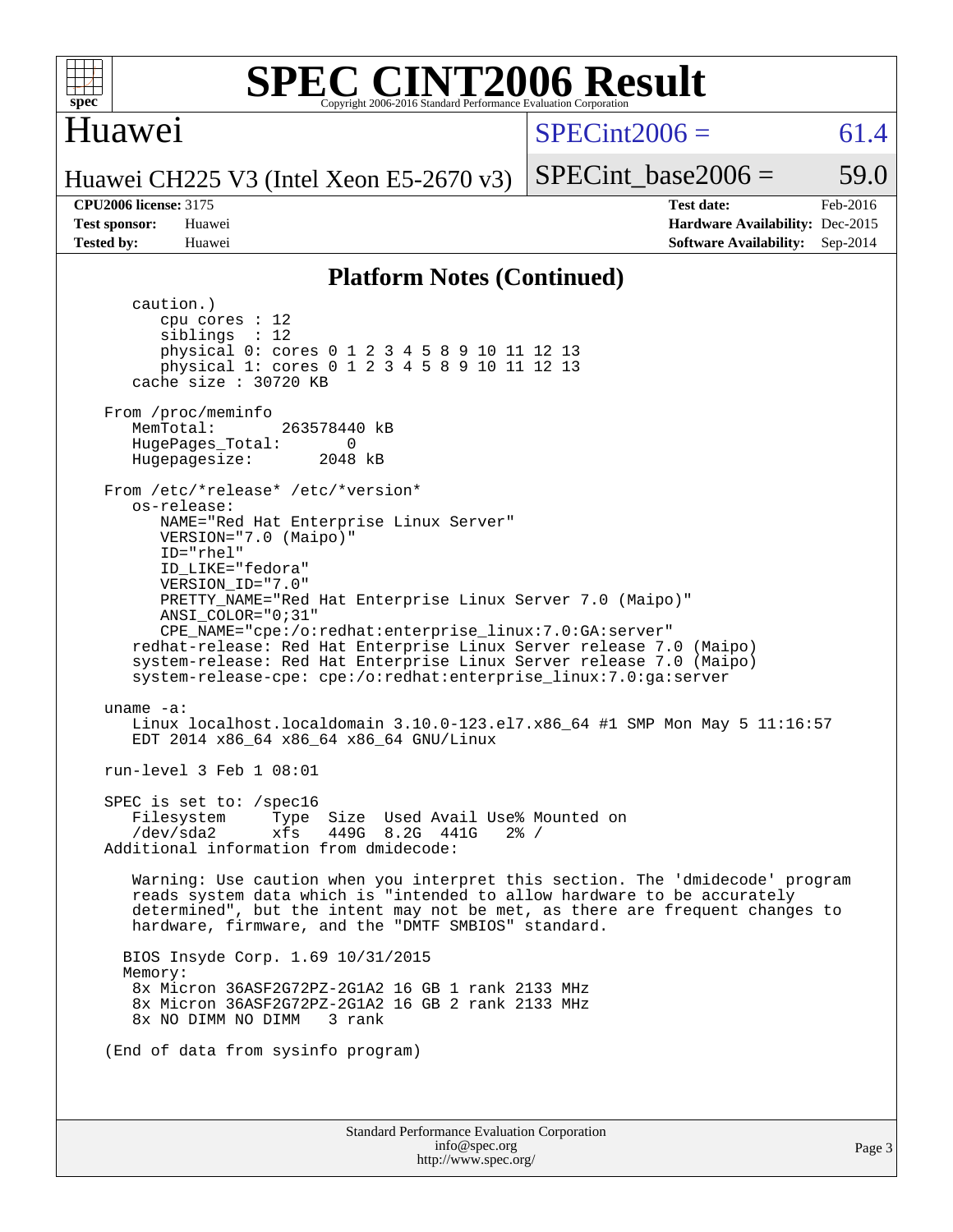# SPEC CINT2006 Result

Copyright 2006-2016 Standard Performance Evaluation Corporation

## Huawei

Huawei CH225 V3 (Intel Xeon E5-2670 v3)

SPECint2006 = 61.4

SPECint_base2006 = 59.0

| | | | |
|---|---|---|---|
| **CPU2006 license:** | 3175 | **Test date:** | Feb-2016 |
| **Test sponsor:** | Huawei | **Hardware Availability:** | Dec-2015 |
| **Tested by:** | Huawei | **Software Availability:** | Sep-2014 |

### Platform Notes (Continued)

```
      caution.)
         cpu cores : 12
         siblings  : 12
         physical 0: cores 0 1 2 3 4 5 8 9 10 11 12 13
         physical 1: cores 0 1 2 3 4 5 8 9 10 11 12 13
      cache size : 30720 KB

   From /proc/meminfo
      MemTotal:       263578440 kB
      HugePages_Total:       0
      Hugepagesize:       2048 kB

   From /etc/*release* /etc/*version*
      os-release:
         NAME="Red Hat Enterprise Linux Server"
         VERSION="7.0 (Maipo)"
         ID="rhel"
         ID_LIKE="fedora"
         VERSION_ID="7.0"
         PRETTY_NAME="Red Hat Enterprise Linux Server 7.0 (Maipo)"
         ANSI_COLOR="0;31"
         CPE_NAME="cpe:/o:redhat:enterprise_linux:7.0:GA:server"
      redhat-release: Red Hat Enterprise Linux Server release 7.0 (Maipo)
      system-release: Red Hat Enterprise Linux Server release 7.0 (Maipo)
      system-release-cpe: cpe:/o:redhat:enterprise_linux:7.0:ga:server

   uname -a:
      Linux localhost.localdomain 3.10.0-123.el7.x86_64 #1 SMP Mon May 5 11:16:57
      EDT 2014 x86_64 x86_64 x86_64 GNU/Linux

   run-level 3 Feb 1 08:01

   SPEC is set to: /spec16
      Filesystem     Type  Size  Used Avail Use% Mounted on
      /dev/sda2      xfs   449G  8.2G  441G   2% /
   Additional information from dmidecode:

      Warning: Use caution when you interpret this section. The 'dmidecode' program
      reads system data which is "intended to allow hardware to be accurately
      determined", but the intent may not be met, as there are frequent changes to
      hardware, firmware, and the "DMTF SMBIOS" standard.

     BIOS Insyde Corp. 1.69 10/31/2015
     Memory:
      8x Micron 36ASF2G72PZ-2G1A2 16 GB 1 rank 2133 MHz
      8x Micron 36ASF2G72PZ-2G1A2 16 GB 2 rank 2133 MHz
      8x NO DIMM NO DIMM   3 rank

   (End of data from sysinfo program)
```

Standard Performance Evaluation Corporation
info@spec.org
http://www.spec.org/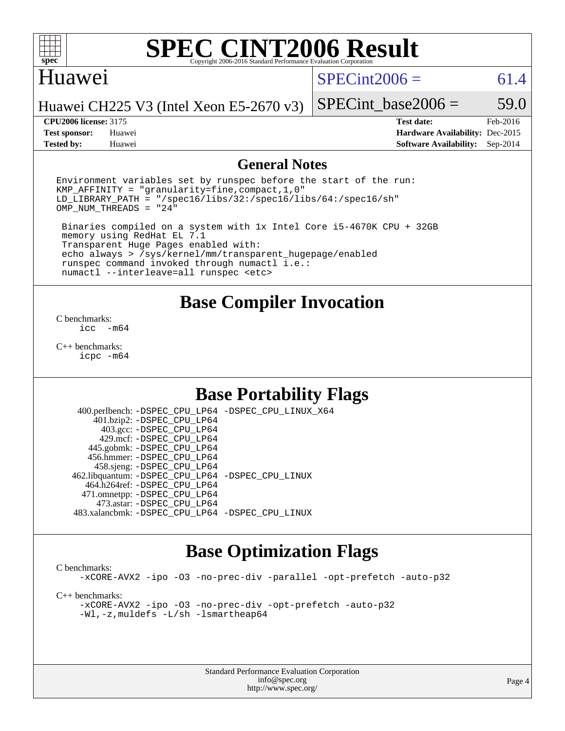# SPEC CINT2006 Result

Copyright 2006-2016 Standard Performance Evaluation Corporation

## Huawei

Huawei CH225 V3 (Intel Xeon E5-2670 v3)

SPECint2006 = 61.4

SPECint_base2006 = 59.0

| | | | |
|---|---|---|---|
| **CPU2006 license:** 3175 | | **Test date:** | Feb-2016 |
| **Test sponsor:** | Huawei | **Hardware Availability:** | Dec-2015 |
| **Tested by:** | Huawei | **Software Availability:** | Sep-2014 |

## General Notes

```
Environment variables set by runspec before the start of the run:
KMP_AFFINITY = "granularity=fine,compact,1,0"
LD_LIBRARY_PATH = "/spec16/libs/32:/spec16/libs/64:/spec16/sh"
OMP_NUM_THREADS = "24"

 Binaries compiled on a system with 1x Intel Core i5-4670K CPU + 32GB
 memory using RedHat EL 7.1
 Transparent Huge Pages enabled with:
 echo always > /sys/kernel/mm/transparent_hugepage/enabled
 runspec command invoked through numactl i.e.:
 numactl --interleave=all runspec <etc>
```

## Base Compiler Invocation

C benchmarks:
```
icc -m64
```

C++ benchmarks:
```
icpc -m64
```

## Base Portability Flags

| | |
|---|---|
| 400.perlbench: | -DSPEC_CPU_LP64 -DSPEC_CPU_LINUX_X64 |
| 401.bzip2: | -DSPEC_CPU_LP64 |
| 403.gcc: | -DSPEC_CPU_LP64 |
| 429.mcf: | -DSPEC_CPU_LP64 |
| 445.gobmk: | -DSPEC_CPU_LP64 |
| 456.hmmer: | -DSPEC_CPU_LP64 |
| 458.sjeng: | -DSPEC_CPU_LP64 |
| 462.libquantum: | -DSPEC_CPU_LP64 -DSPEC_CPU_LINUX |
| 464.h264ref: | -DSPEC_CPU_LP64 |
| 471.omnetpp: | -DSPEC_CPU_LP64 |
| 473.astar: | -DSPEC_CPU_LP64 |
| 483.xalancbmk: | -DSPEC_CPU_LP64 -DSPEC_CPU_LINUX |

## Base Optimization Flags

C benchmarks:
```
-xCORE-AVX2 -ipo -O3 -no-prec-div -parallel -opt-prefetch -auto-p32
```

C++ benchmarks:
```
-xCORE-AVX2 -ipo -O3 -no-prec-div -opt-prefetch -auto-p32
-Wl,-z,muldefs -L/sh -lsmartheap64
```

Standard Performance Evaluation Corporation
info@spec.org
http://www.spec.org/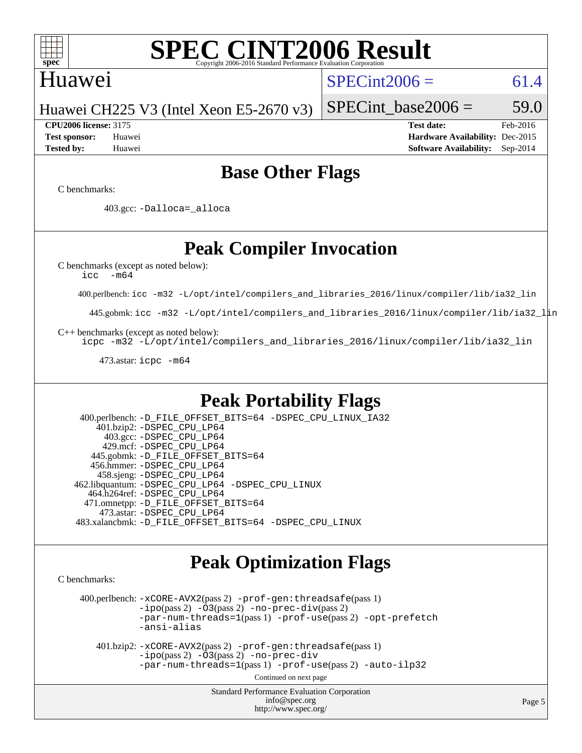# SPEC CINT2006 Result

Copyright 2006-2016 Standard Performance Evaluation Corporation

## Huawei

Huawei CH225 V3 (Intel Xeon E5-2670 v3)

SPECint2006 = 61.4

SPECint_base2006 = 59.0

**CPU2006 license:** 3175
**Test sponsor:** Huawei
**Tested by:** Huawei

**Test date:** Feb-2016
**Hardware Availability:** Dec-2015
**Software Availability:** Sep-2014

## Base Other Flags

C benchmarks:

403.gcc: -Dalloca=_alloca

## Peak Compiler Invocation

C benchmarks (except as noted below):
icc -m64

400.perlbench: icc -m32 -L/opt/intel/compilers_and_libraries_2016/linux/compiler/lib/ia32_lin

445.gobmk: icc -m32 -L/opt/intel/compilers_and_libraries_2016/linux/compiler/lib/ia32_lin

C++ benchmarks (except as noted below):
icpc -m32 -L/opt/intel/compilers_and_libraries_2016/linux/compiler/lib/ia32_lin

473.astar: icpc -m64

## Peak Portability Flags

400.perlbench: -D_FILE_OFFSET_BITS=64 -DSPEC_CPU_LINUX_IA32
401.bzip2: -DSPEC_CPU_LP64
403.gcc: -DSPEC_CPU_LP64
429.mcf: -DSPEC_CPU_LP64
445.gobmk: -D_FILE_OFFSET_BITS=64
456.hmmer: -DSPEC_CPU_LP64
458.sjeng: -DSPEC_CPU_LP64
462.libquantum: -DSPEC_CPU_LP64 -DSPEC_CPU_LINUX
464.h264ref: -DSPEC_CPU_LP64
471.omnetpp: -D_FILE_OFFSET_BITS=64
473.astar: -DSPEC_CPU_LP64
483.xalancbmk: -D_FILE_OFFSET_BITS=64 -DSPEC_CPU_LINUX

## Peak Optimization Flags

C benchmarks:

400.perlbench: -xCORE-AVX2(pass 2) -prof-gen:threadsafe(pass 1) -ipo(pass 2) -O3(pass 2) -no-prec-div(pass 2) -par-num-threads=1(pass 1) -prof-use(pass 2) -opt-prefetch -ansi-alias

401.bzip2: -xCORE-AVX2(pass 2) -prof-gen:threadsafe(pass 1) -ipo(pass 2) -O3(pass 2) -no-prec-div -par-num-threads=1(pass 1) -prof-use(pass 2) -auto-ilp32

Continued on next page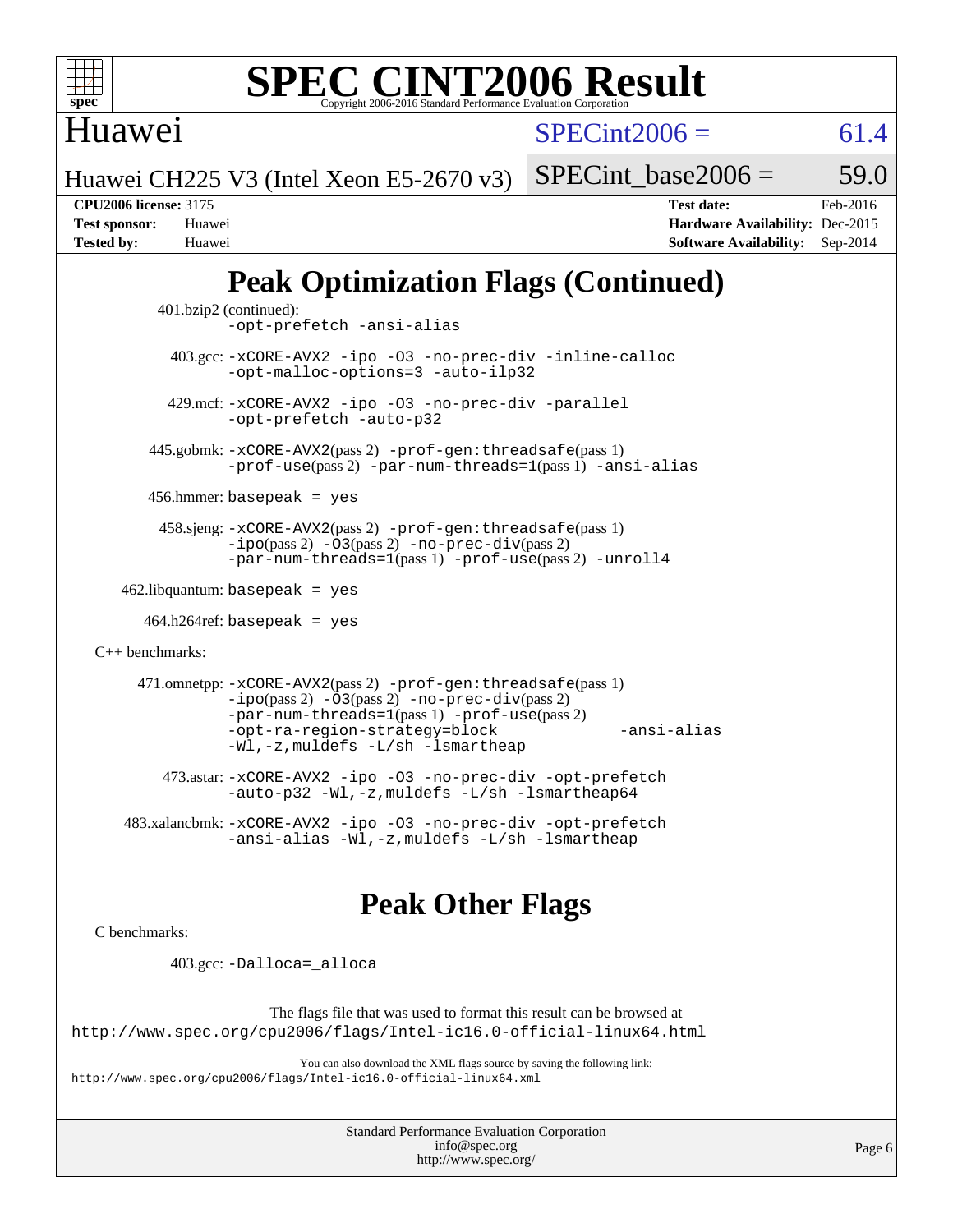# SPEC CINT2006 Result

Copyright 2006-2016 Standard Performance Evaluation Corporation

## Huawei

Huawei CH225 V3 (Intel Xeon E5-2670 v3)

SPECint2006 = 61.4

SPECint_base2006 = 59.0

**CPU2006 license:** 3175
**Test sponsor:** Huawei
**Tested by:** Huawei

**Test date:** Feb-2016
**Hardware Availability:** Dec-2015
**Software Availability:** Sep-2014

## Peak Optimization Flags (Continued)

401.bzip2 (continued):
`-opt-prefetch -ansi-alias`

403.gcc: `-xCORE-AVX2 -ipo -O3 -no-prec-div -inline-calloc -opt-malloc-options=3 -auto-ilp32`

429.mcf: `-xCORE-AVX2 -ipo -O3 -no-prec-div -parallel -opt-prefetch -auto-p32`

445.gobmk: `-xCORE-AVX2`(pass 2) `-prof-gen:threadsafe`(pass 1) `-prof-use`(pass 2) `-par-num-threads=1`(pass 1) `-ansi-alias`

456.hmmer: `basepeak = yes`

458.sjeng: `-xCORE-AVX2`(pass 2) `-prof-gen:threadsafe`(pass 1) `-ipo`(pass 2) `-O3`(pass 2) `-no-prec-div`(pass 2) `-par-num-threads=1`(pass 1) `-prof-use`(pass 2) `-unroll4`

462.libquantum: `basepeak = yes`

464.h264ref: `basepeak = yes`

C++ benchmarks:

471.omnetpp: `-xCORE-AVX2`(pass 2) `-prof-gen:threadsafe`(pass 1) `-ipo`(pass 2) `-O3`(pass 2) `-no-prec-div`(pass 2) `-par-num-threads=1`(pass 1) `-prof-use`(pass 2) `-opt-ra-region-strategy=block -ansi-alias -Wl,-z,muldefs -L/sh -lsmartheap`

473.astar: `-xCORE-AVX2 -ipo -O3 -no-prec-div -opt-prefetch -auto-p32 -Wl,-z,muldefs -L/sh -lsmartheap64`

483.xalancbmk: `-xCORE-AVX2 -ipo -O3 -no-prec-div -opt-prefetch -ansi-alias -Wl,-z,muldefs -L/sh -lsmartheap`

## Peak Other Flags

C benchmarks:

403.gcc: `-Dalloca=_alloca`

The flags file that was used to format this result can be browsed at
http://www.spec.org/cpu2006/flags/Intel-ic16.0-official-linux64.html

You can also download the XML flags source by saving the following link:
http://www.spec.org/cpu2006/flags/Intel-ic16.0-official-linux64.xml

Standard Performance Evaluation Corporation
info@spec.org
http://www.spec.org/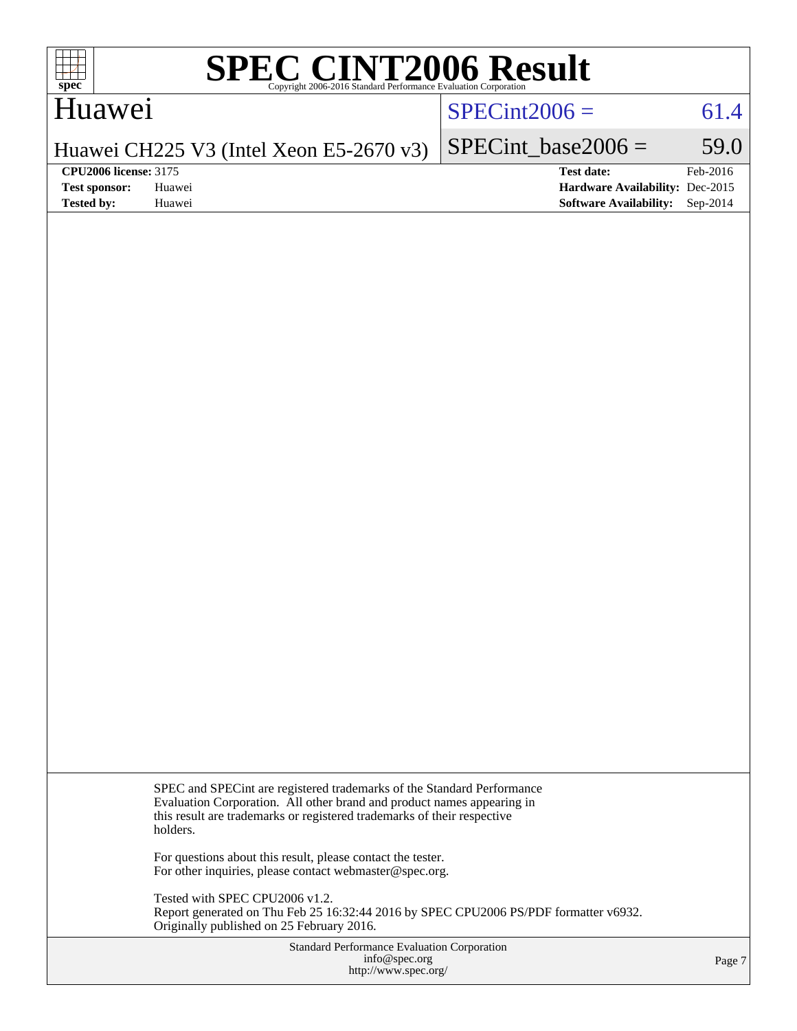SPEC and SPECint are registered trademarks of the Standard Performance Evaluation Corporation. All other brand and product names appearing in this result are trademarks or registered trademarks of their respective holders.

For questions about this result, please contact the tester.
For other inquiries, please contact webmaster@spec.org.

Tested with SPEC CPU2006 v1.2.
Report generated on Thu Feb 25 16:32:44 2016 by SPEC CPU2006 PS/PDF formatter v6932.
Originally published on 25 February 2016.